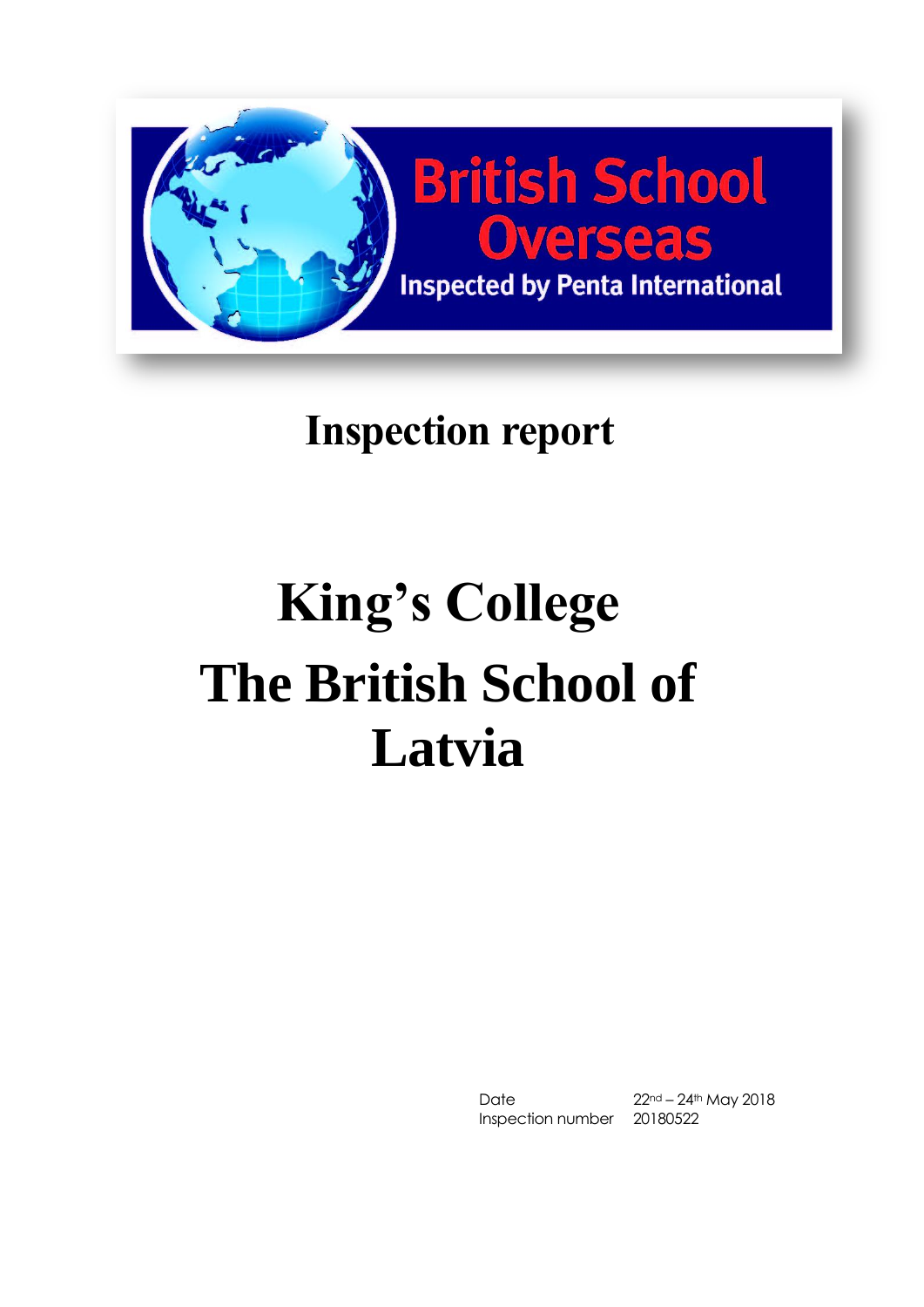British School Overseas

Inspected by Penta International

# Inspection report

# King's College The British School of Latvia

| | |
|---|---|
| Date | 22nd – 24th May 2018 |
| Inspection number | 20180522 |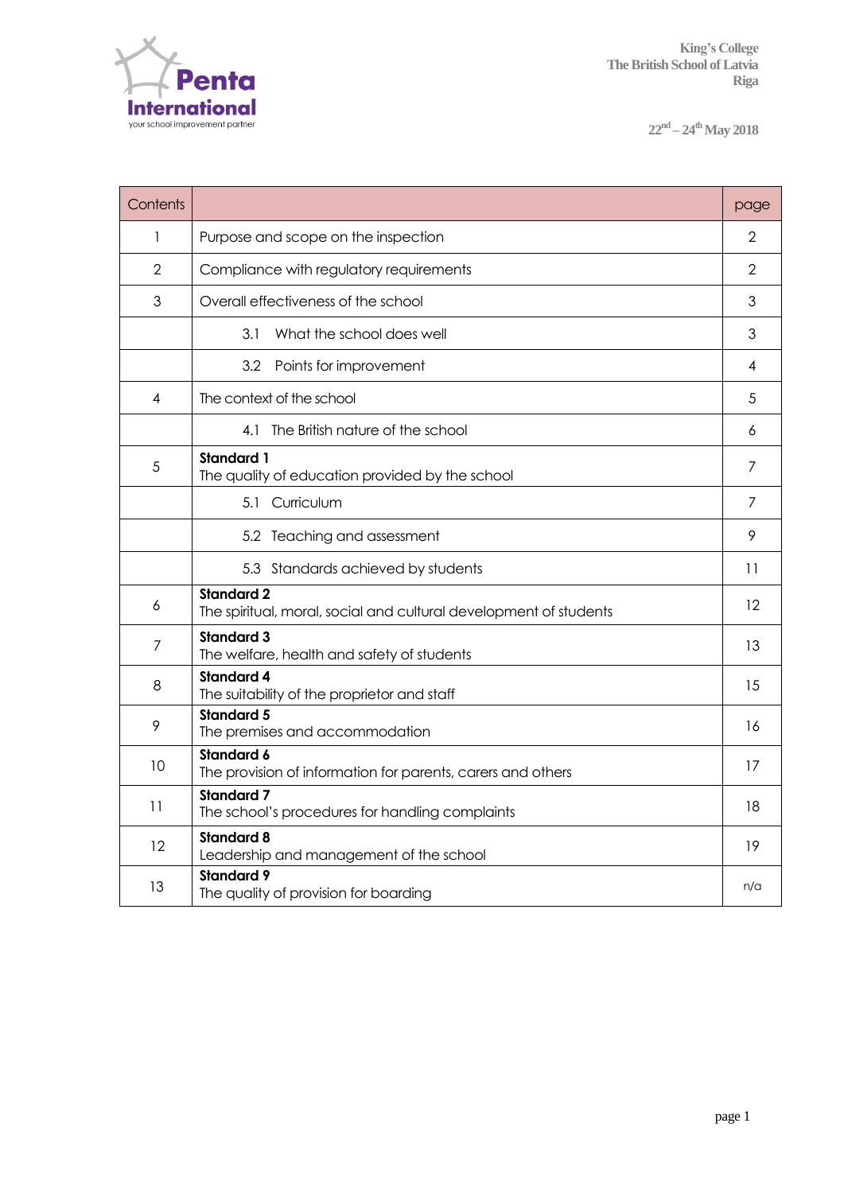| Contents | | page |
|---|---|---|
| 1 | Purpose and scope on the inspection | 2 |
| 2 | Compliance with regulatory requirements | 2 |
| 3 | Overall effectiveness of the school | 3 |
| | 3.1 What the school does well | 3 |
| | 3.2 Points for improvement | 4 |
| 4 | The context of the school | 5 |
| | 4.1 The British nature of the school | 6 |
| 5 | **Standard 1** The quality of education provided by the school | 7 |
| | 5.1 Curriculum | 7 |
| | 5.2 Teaching and assessment | 9 |
| | 5.3 Standards achieved by students | 11 |
| 6 | **Standard 2** The spiritual, moral, social and cultural development of students | 12 |
| 7 | **Standard 3** The welfare, health and safety of students | 13 |
| 8 | **Standard 4** The suitability of the proprietor and staff | 15 |
| 9 | **Standard 5** The premises and accommodation | 16 |
| 10 | **Standard 6** The provision of information for parents, carers and others | 17 |
| 11 | **Standard 7** The school's procedures for handling complaints | 18 |
| 12 | **Standard 8** Leadership and management of the school | 19 |
| 13 | **Standard 9** The quality of provision for boarding | n/a |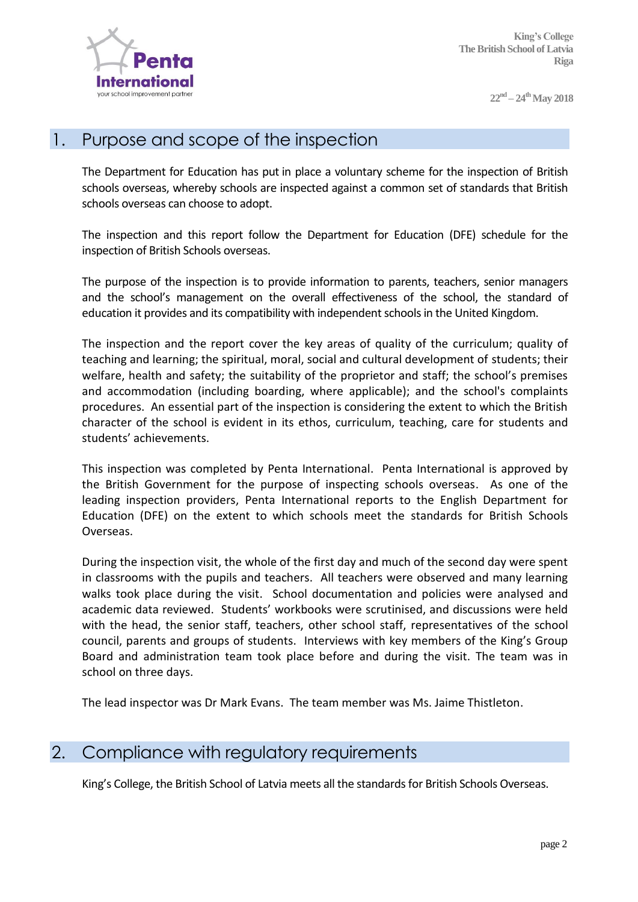## 1. Purpose and scope of the inspection

The Department for Education has put in place a voluntary scheme for the inspection of British schools overseas, whereby schools are inspected against a common set of standards that British schools overseas can choose to adopt.

The inspection and this report follow the Department for Education (DFE) schedule for the inspection of British Schools overseas.

The purpose of the inspection is to provide information to parents, teachers, senior managers and the school's management on the overall effectiveness of the school, the standard of education it provides and its compatibility with independent schools in the United Kingdom.

The inspection and the report cover the key areas of quality of the curriculum; quality of teaching and learning; the spiritual, moral, social and cultural development of students; their welfare, health and safety; the suitability of the proprietor and staff; the school's premises and accommodation (including boarding, where applicable); and the school's complaints procedures. An essential part of the inspection is considering the extent to which the British character of the school is evident in its ethos, curriculum, teaching, care for students and students' achievements.

This inspection was completed by Penta International. Penta International is approved by the British Government for the purpose of inspecting schools overseas. As one of the leading inspection providers, Penta International reports to the English Department for Education (DFE) on the extent to which schools meet the standards for British Schools Overseas.

During the inspection visit, the whole of the first day and much of the second day were spent in classrooms with the pupils and teachers. All teachers were observed and many learning walks took place during the visit. School documentation and policies were analysed and academic data reviewed. Students' workbooks were scrutinised, and discussions were held with the head, the senior staff, teachers, other school staff, representatives of the school council, parents and groups of students. Interviews with key members of the King's Group Board and administration team took place before and during the visit. The team was in school on three days.

The lead inspector was Dr Mark Evans. The team member was Ms. Jaime Thistleton.

## 2. Compliance with regulatory requirements

King's College, the British School of Latvia meets all the standards for British Schools Overseas.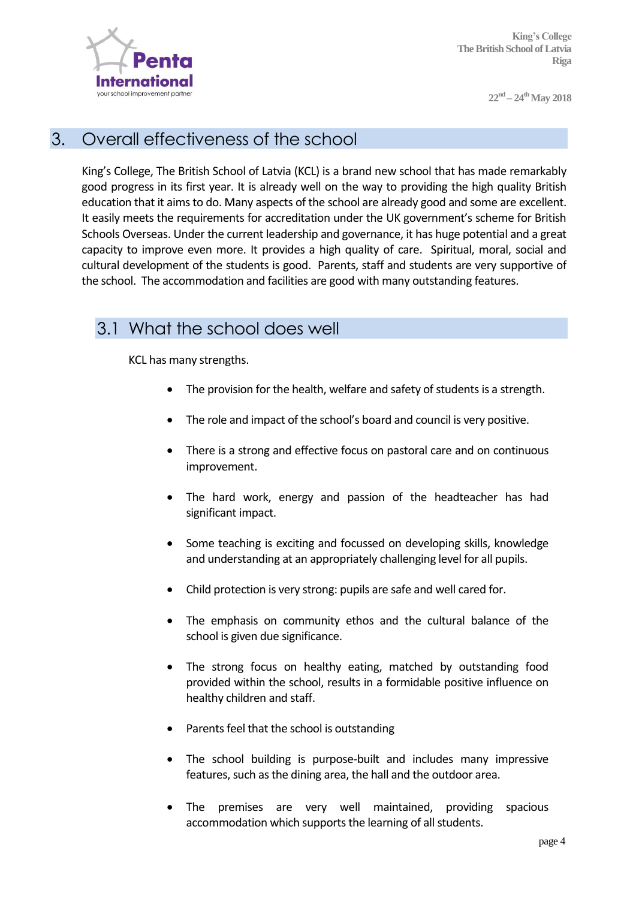# 3. Overall effectiveness of the school

King's College, The British School of Latvia (KCL) is a brand new school that has made remarkably good progress in its first year. It is already well on the way to providing the high quality British education that it aims to do. Many aspects of the school are already good and some are excellent. It easily meets the requirements for accreditation under the UK government's scheme for British Schools Overseas. Under the current leadership and governance, it has huge potential and a great capacity to improve even more. It provides a high quality of care. Spiritual, moral, social and cultural development of the students is good. Parents, staff and students are very supportive of the school. The accommodation and facilities are good with many outstanding features.

## 3.1 What the school does well

KCL has many strengths.

- The provision for the health, welfare and safety of students is a strength.
- The role and impact of the school's board and council is very positive.
- There is a strong and effective focus on pastoral care and on continuous improvement.
- The hard work, energy and passion of the headteacher has had significant impact.
- Some teaching is exciting and focussed on developing skills, knowledge and understanding at an appropriately challenging level for all pupils.
- Child protection is very strong: pupils are safe and well cared for.
- The emphasis on community ethos and the cultural balance of the school is given due significance.
- The strong focus on healthy eating, matched by outstanding food provided within the school, results in a formidable positive influence on healthy children and staff.
- Parents feel that the school is outstanding
- The school building is purpose-built and includes many impressive features, such as the dining area, the hall and the outdoor area.
- The premises are very well maintained, providing spacious accommodation which supports the learning of all students.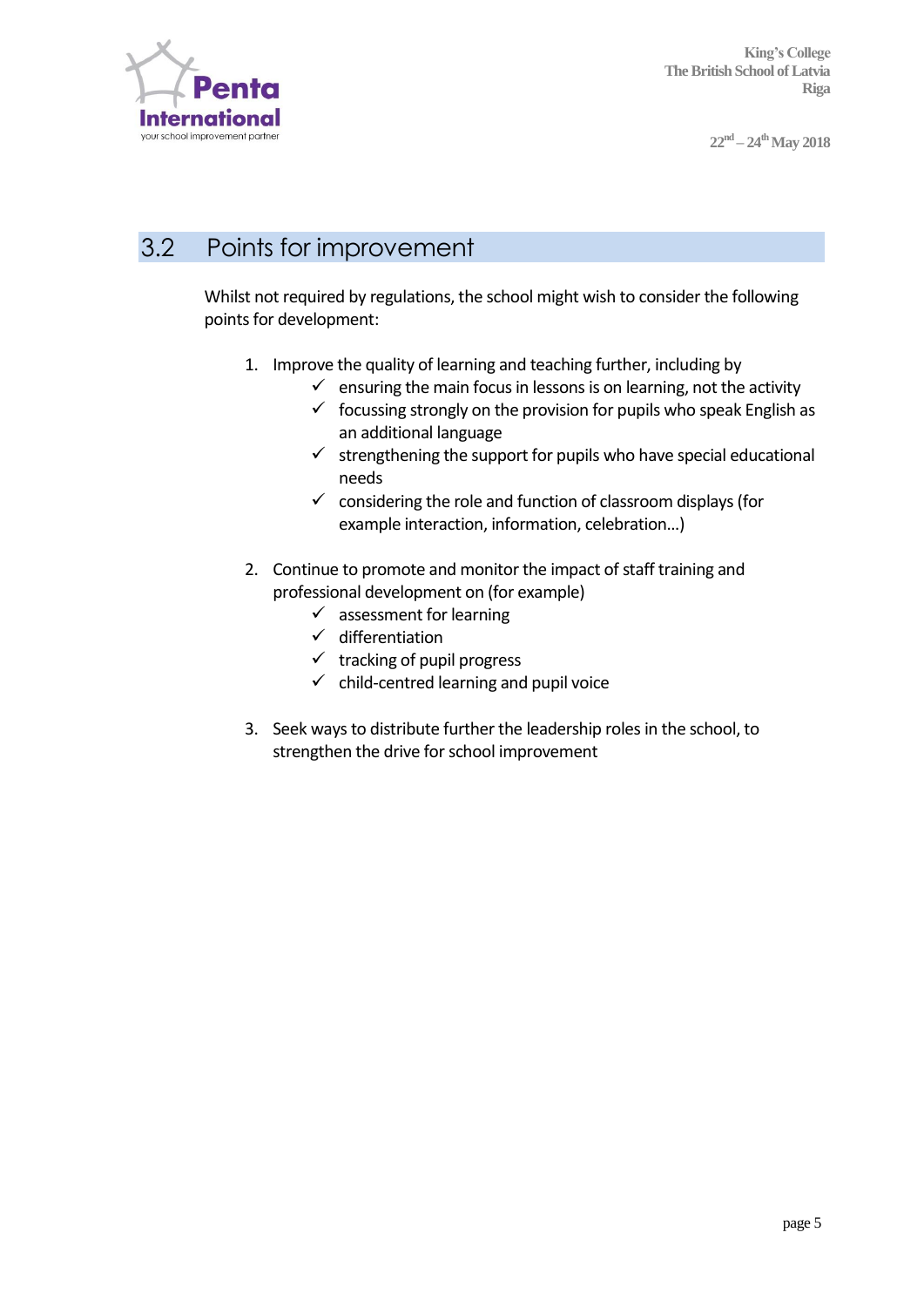## 3.2 Points for improvement

Whilst not required by regulations, the school might wish to consider the following points for development:

1. Improve the quality of learning and teaching further, including by
   - ✓ ensuring the main focus in lessons is on learning, not the activity
   - ✓ focussing strongly on the provision for pupils who speak English as an additional language
   - ✓ strengthening the support for pupils who have special educational needs
   - ✓ considering the role and function of classroom displays (for example interaction, information, celebration…)

2. Continue to promote and monitor the impact of staff training and professional development on (for example)
   - ✓ assessment for learning
   - ✓ differentiation
   - ✓ tracking of pupil progress
   - ✓ child-centred learning and pupil voice

3. Seek ways to distribute further the leadership roles in the school, to strengthen the drive for school improvement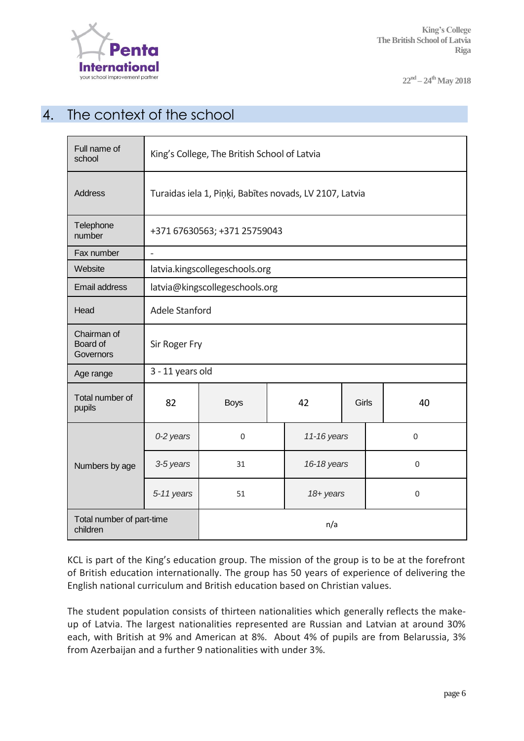## 4. The context of the school

| Full name of school | King's College, The British School of Latvia | | | | |
|---|---|---|---|---|---|
| Address | Turaidas iela 1, Piņķi, Babītes novads, LV 2107, Latvia | | | | |
| Telephone number | +371 67630563; +371 25759043 | | | | |
| Fax number | - | | | | |
| Website | latvia.kingscollegeschools.org | | | | |
| Email address | latvia@kingscollegeschools.org | | | | |
| Head | Adele Stanford | | | | |
| Chairman of Board of Governors | Sir Roger Fry | | | | |
| Age range | 3 - 11 years old | | | | |
| Total number of pupils | 82 | Boys | 42 | Girls | 40 |
| Numbers by age | *0-2 years* | 0 | *11-16 years* | 0 | |
| | *3-5 years* | 31 | *16-18 years* | 0 | |
| | *5-11 years* | 51 | *18+ years* | 0 | |
| Total number of part-time children | | n/a | | | |

KCL is part of the King's education group. The mission of the group is to be at the forefront of British education internationally. The group has 50 years of experience of delivering the English national curriculum and British education based on Christian values.

The student population consists of thirteen nationalities which generally reflects the make-up of Latvia. The largest nationalities represented are Russian and Latvian at around 30% each, with British at 9% and American at 8%. About 4% of pupils are from Belarussia, 3% from Azerbaijan and a further 9 nationalities with under 3%.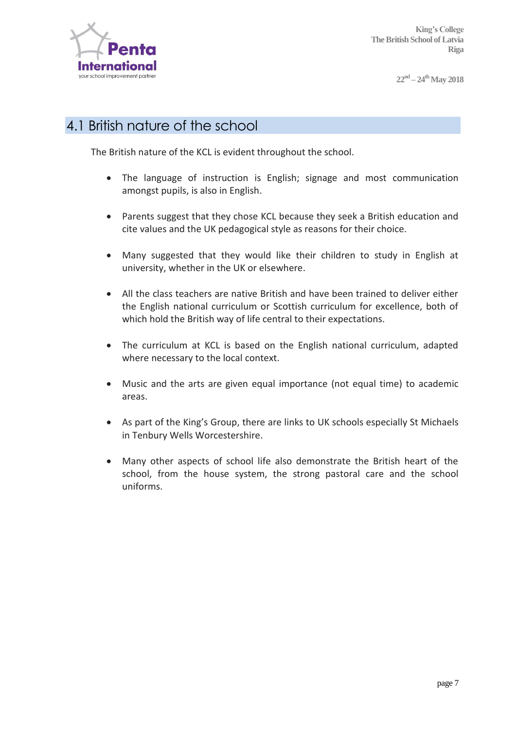## 4.1 British nature of the school

The British nature of the KCL is evident throughout the school.

- The language of instruction is English; signage and most communication amongst pupils, is also in English.
- Parents suggest that they chose KCL because they seek a British education and cite values and the UK pedagogical style as reasons for their choice.
- Many suggested that they would like their children to study in English at university, whether in the UK or elsewhere.
- All the class teachers are native British and have been trained to deliver either the English national curriculum or Scottish curriculum for excellence, both of which hold the British way of life central to their expectations.
- The curriculum at KCL is based on the English national curriculum, adapted where necessary to the local context.
- Music and the arts are given equal importance (not equal time) to academic areas.
- As part of the King's Group, there are links to UK schools especially St Michaels in Tenbury Wells Worcestershire.
- Many other aspects of school life also demonstrate the British heart of the school, from the house system, the strong pastoral care and the school uniforms.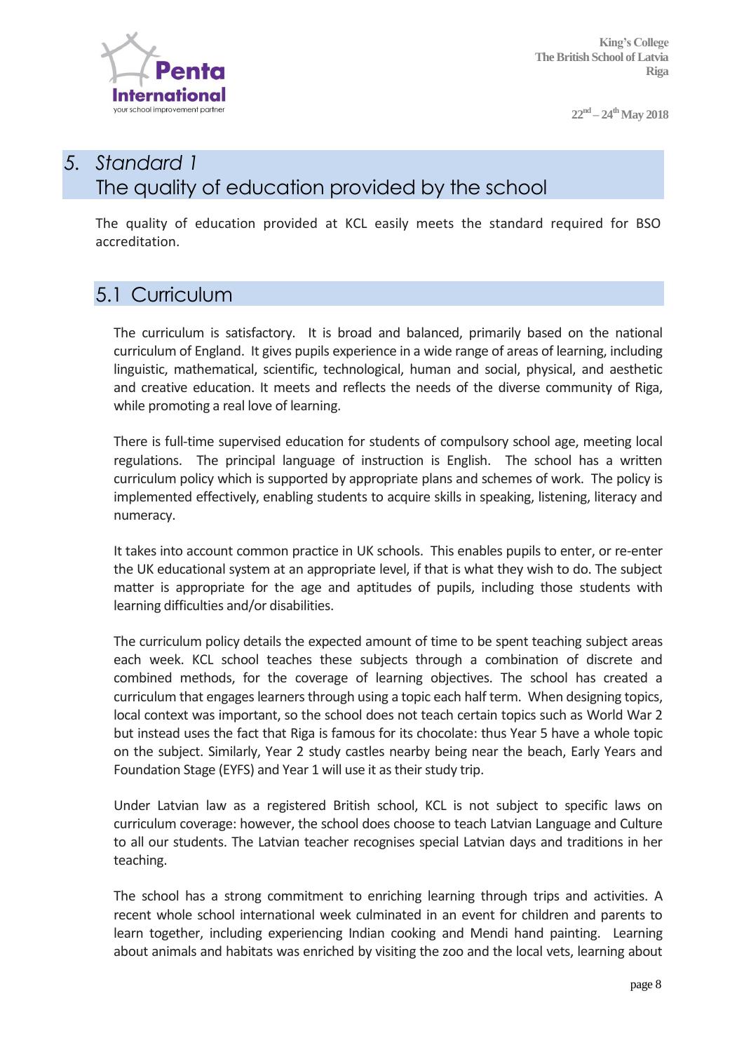# 5. *Standard 1*
# The quality of education provided by the school

The quality of education provided at KCL easily meets the standard required for BSO accreditation.

## 5.1 Curriculum

The curriculum is satisfactory. It is broad and balanced, primarily based on the national curriculum of England. It gives pupils experience in a wide range of areas of learning, including linguistic, mathematical, scientific, technological, human and social, physical, and aesthetic and creative education. It meets and reflects the needs of the diverse community of Riga, while promoting a real love of learning.

There is full-time supervised education for students of compulsory school age, meeting local regulations. The principal language of instruction is English. The school has a written curriculum policy which is supported by appropriate plans and schemes of work. The policy is implemented effectively, enabling students to acquire skills in speaking, listening, literacy and numeracy.

It takes into account common practice in UK schools. This enables pupils to enter, or re-enter the UK educational system at an appropriate level, if that is what they wish to do. The subject matter is appropriate for the age and aptitudes of pupils, including those students with learning difficulties and/or disabilities.

The curriculum policy details the expected amount of time to be spent teaching subject areas each week. KCL school teaches these subjects through a combination of discrete and combined methods, for the coverage of learning objectives. The school has created a curriculum that engages learners through using a topic each half term. When designing topics, local context was important, so the school does not teach certain topics such as World War 2 but instead uses the fact that Riga is famous for its chocolate: thus Year 5 have a whole topic on the subject. Similarly, Year 2 study castles nearby being near the beach, Early Years and Foundation Stage (EYFS) and Year 1 will use it as their study trip.

Under Latvian law as a registered British school, KCL is not subject to specific laws on curriculum coverage: however, the school does choose to teach Latvian Language and Culture to all our students. The Latvian teacher recognises special Latvian days and traditions in her teaching.

The school has a strong commitment to enriching learning through trips and activities. A recent whole school international week culminated in an event for children and parents to learn together, including experiencing Indian cooking and Mendi hand painting. Learning about animals and habitats was enriched by visiting the zoo and the local vets, learning about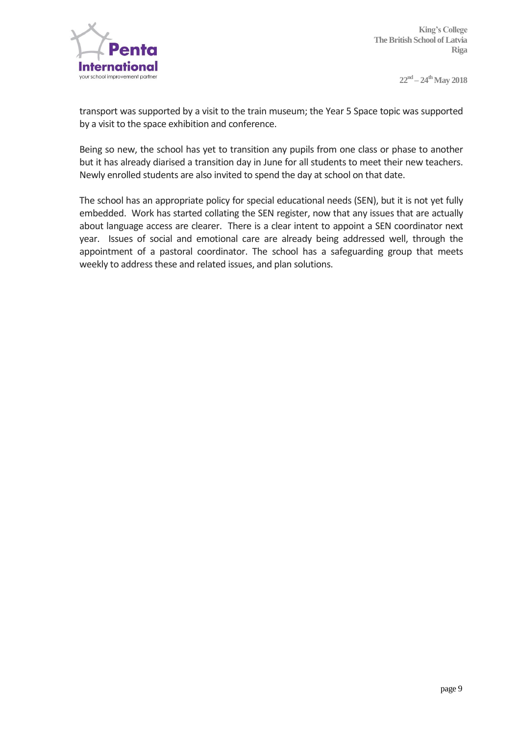transport was supported by a visit to the train museum; the Year 5 Space topic was supported by a visit to the space exhibition and conference.

Being so new, the school has yet to transition any pupils from one class or phase to another but it has already diarised a transition day in June for all students to meet their new teachers. Newly enrolled students are also invited to spend the day at school on that date.

The school has an appropriate policy for special educational needs (SEN), but it is not yet fully embedded. Work has started collating the SEN register, now that any issues that are actually about language access are clearer. There is a clear intent to appoint a SEN coordinator next year. Issues of social and emotional care are already being addressed well, through the appointment of a pastoral coordinator. The school has a safeguarding group that meets weekly to address these and related issues, and plan solutions.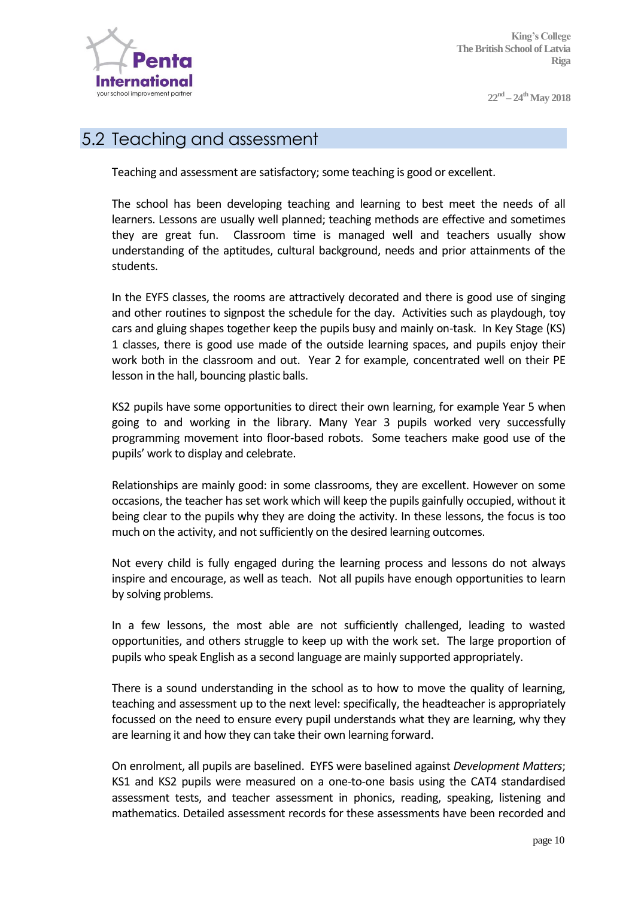## 5.2 Teaching and assessment

Teaching and assessment are satisfactory; some teaching is good or excellent.

The school has been developing teaching and learning to best meet the needs of all learners. Lessons are usually well planned; teaching methods are effective and sometimes they are great fun. Classroom time is managed well and teachers usually show understanding of the aptitudes, cultural background, needs and prior attainments of the students.

In the EYFS classes, the rooms are attractively decorated and there is good use of singing and other routines to signpost the schedule for the day. Activities such as playdough, toy cars and gluing shapes together keep the pupils busy and mainly on-task. In Key Stage (KS) 1 classes, there is good use made of the outside learning spaces, and pupils enjoy their work both in the classroom and out. Year 2 for example, concentrated well on their PE lesson in the hall, bouncing plastic balls.

KS2 pupils have some opportunities to direct their own learning, for example Year 5 when going to and working in the library. Many Year 3 pupils worked very successfully programming movement into floor-based robots. Some teachers make good use of the pupils' work to display and celebrate.

Relationships are mainly good: in some classrooms, they are excellent. However on some occasions, the teacher has set work which will keep the pupils gainfully occupied, without it being clear to the pupils why they are doing the activity. In these lessons, the focus is too much on the activity, and not sufficiently on the desired learning outcomes.

Not every child is fully engaged during the learning process and lessons do not always inspire and encourage, as well as teach. Not all pupils have enough opportunities to learn by solving problems.

In a few lessons, the most able are not sufficiently challenged, leading to wasted opportunities, and others struggle to keep up with the work set. The large proportion of pupils who speak English as a second language are mainly supported appropriately.

There is a sound understanding in the school as to how to move the quality of learning, teaching and assessment up to the next level: specifically, the headteacher is appropriately focussed on the need to ensure every pupil understands what they are learning, why they are learning it and how they can take their own learning forward.

On enrolment, all pupils are baselined. EYFS were baselined against *Development Matters*; KS1 and KS2 pupils were measured on a one-to-one basis using the CAT4 standardised assessment tests, and teacher assessment in phonics, reading, speaking, listening and mathematics. Detailed assessment records for these assessments have been recorded and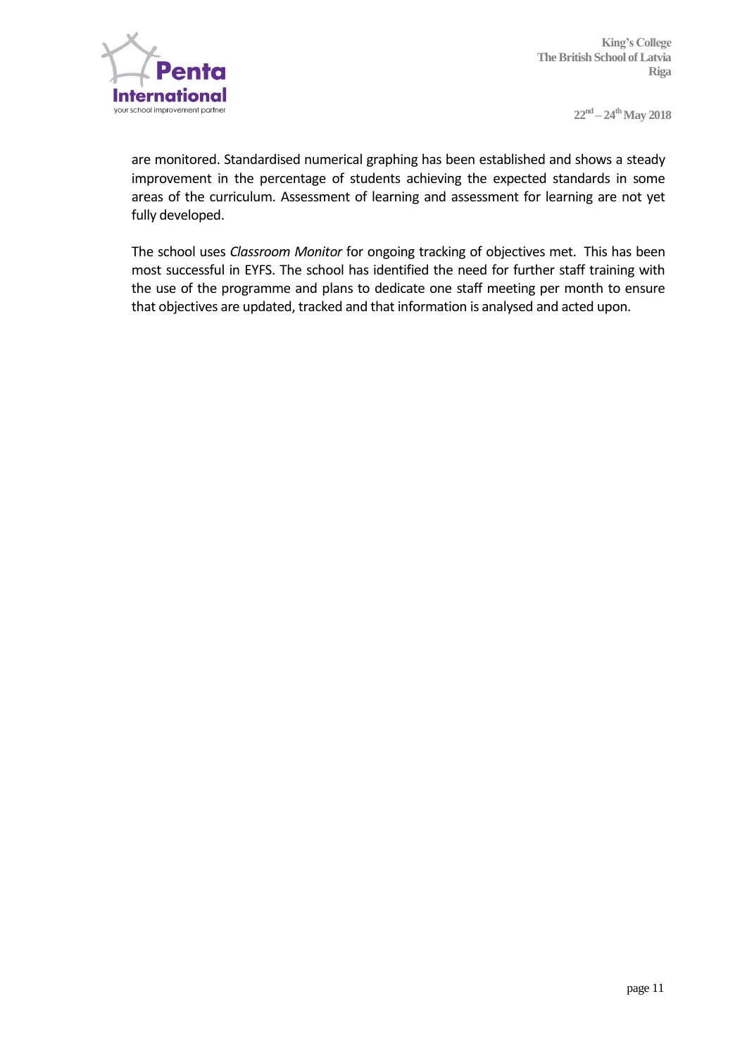are monitored. Standardised numerical graphing has been established and shows a steady improvement in the percentage of students achieving the expected standards in some areas of the curriculum. Assessment of learning and assessment for learning are not yet fully developed.

The school uses *Classroom Monitor* for ongoing tracking of objectives met. This has been most successful in EYFS. The school has identified the need for further staff training with the use of the programme and plans to dedicate one staff meeting per month to ensure that objectives are updated, tracked and that information is analysed and acted upon.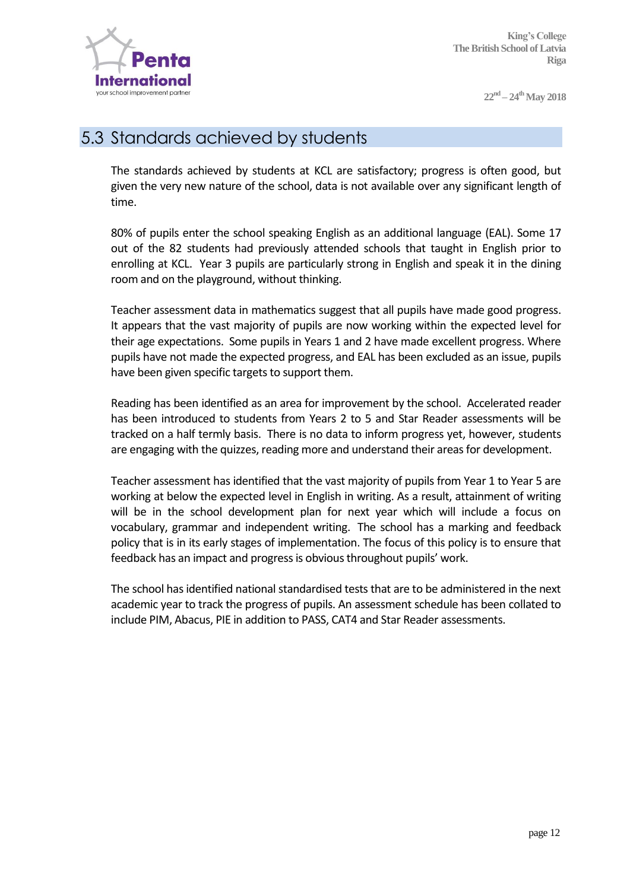## 5.3 Standards achieved by students

The standards achieved by students at KCL are satisfactory; progress is often good, but given the very new nature of the school, data is not available over any significant length of time.

80% of pupils enter the school speaking English as an additional language (EAL). Some 17 out of the 82 students had previously attended schools that taught in English prior to enrolling at KCL. Year 3 pupils are particularly strong in English and speak it in the dining room and on the playground, without thinking.

Teacher assessment data in mathematics suggest that all pupils have made good progress. It appears that the vast majority of pupils are now working within the expected level for their age expectations. Some pupils in Years 1 and 2 have made excellent progress. Where pupils have not made the expected progress, and EAL has been excluded as an issue, pupils have been given specific targets to support them.

Reading has been identified as an area for improvement by the school. Accelerated reader has been introduced to students from Years 2 to 5 and Star Reader assessments will be tracked on a half termly basis. There is no data to inform progress yet, however, students are engaging with the quizzes, reading more and understand their areas for development.

Teacher assessment has identified that the vast majority of pupils from Year 1 to Year 5 are working at below the expected level in English in writing. As a result, attainment of writing will be in the school development plan for next year which will include a focus on vocabulary, grammar and independent writing. The school has a marking and feedback policy that is in its early stages of implementation. The focus of this policy is to ensure that feedback has an impact and progress is obvious throughout pupils' work.

The school has identified national standardised tests that are to be administered in the next academic year to track the progress of pupils. An assessment schedule has been collated to include PIM, Abacus, PIE in addition to PASS, CAT4 and Star Reader assessments.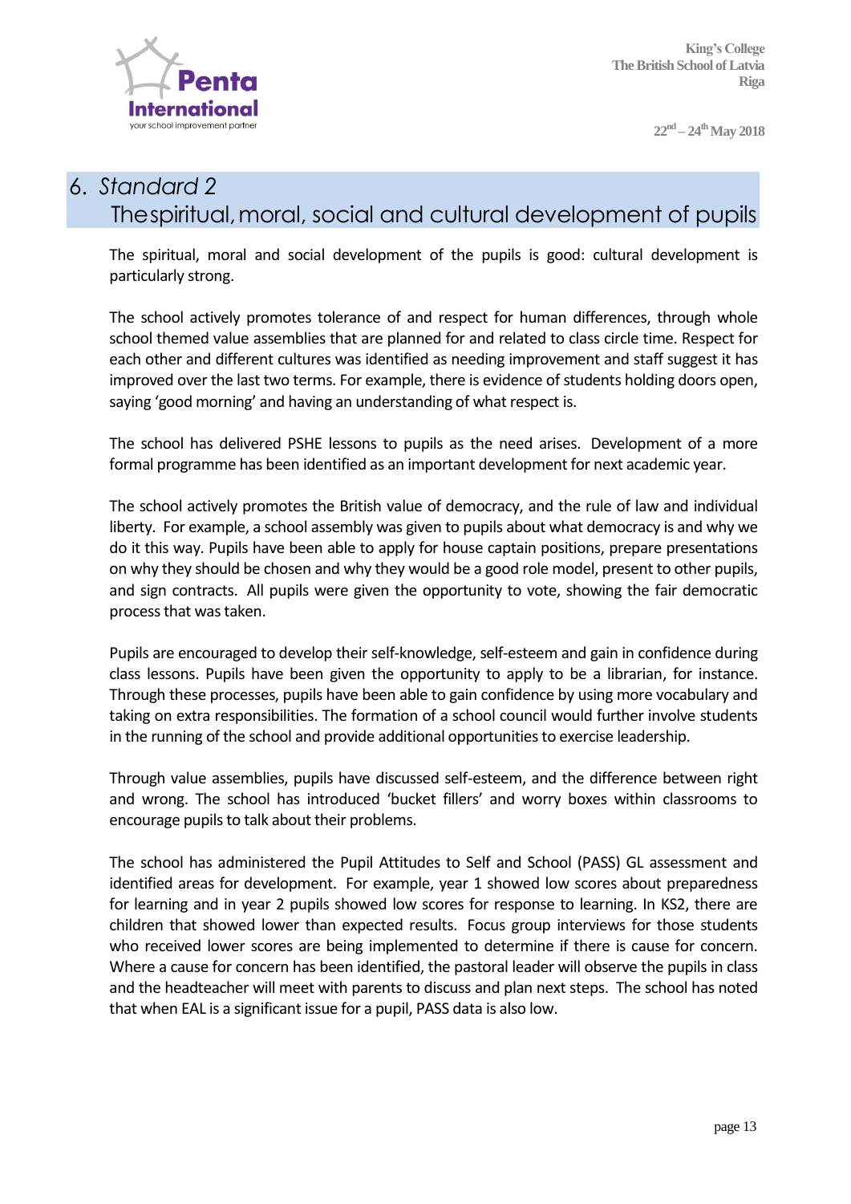# 6. *Standard 2*
## The spiritual, moral, social and cultural development of pupils

The spiritual, moral and social development of the pupils is good: cultural development is particularly strong.

The school actively promotes tolerance of and respect for human differences, through whole school themed value assemblies that are planned for and related to class circle time. Respect for each other and different cultures was identified as needing improvement and staff suggest it has improved over the last two terms. For example, there is evidence of students holding doors open, saying 'good morning' and having an understanding of what respect is.

The school has delivered PSHE lessons to pupils as the need arises. Development of a more formal programme has been identified as an important development for next academic year.

The school actively promotes the British value of democracy, and the rule of law and individual liberty. For example, a school assembly was given to pupils about what democracy is and why we do it this way. Pupils have been able to apply for house captain positions, prepare presentations on why they should be chosen and why they would be a good role model, present to other pupils, and sign contracts. All pupils were given the opportunity to vote, showing the fair democratic process that was taken.

Pupils are encouraged to develop their self-knowledge, self-esteem and gain in confidence during class lessons. Pupils have been given the opportunity to apply to be a librarian, for instance. Through these processes, pupils have been able to gain confidence by using more vocabulary and taking on extra responsibilities. The formation of a school council would further involve students in the running of the school and provide additional opportunities to exercise leadership.

Through value assemblies, pupils have discussed self-esteem, and the difference between right and wrong. The school has introduced 'bucket fillers' and worry boxes within classrooms to encourage pupils to talk about their problems.

The school has administered the Pupil Attitudes to Self and School (PASS) GL assessment and identified areas for development. For example, year 1 showed low scores about preparedness for learning and in year 2 pupils showed low scores for response to learning. In KS2, there are children that showed lower than expected results. Focus group interviews for those students who received lower scores are being implemented to determine if there is cause for concern. Where a cause for concern has been identified, the pastoral leader will observe the pupils in class and the headteacher will meet with parents to discuss and plan next steps. The school has noted that when EAL is a significant issue for a pupil, PASS data is also low.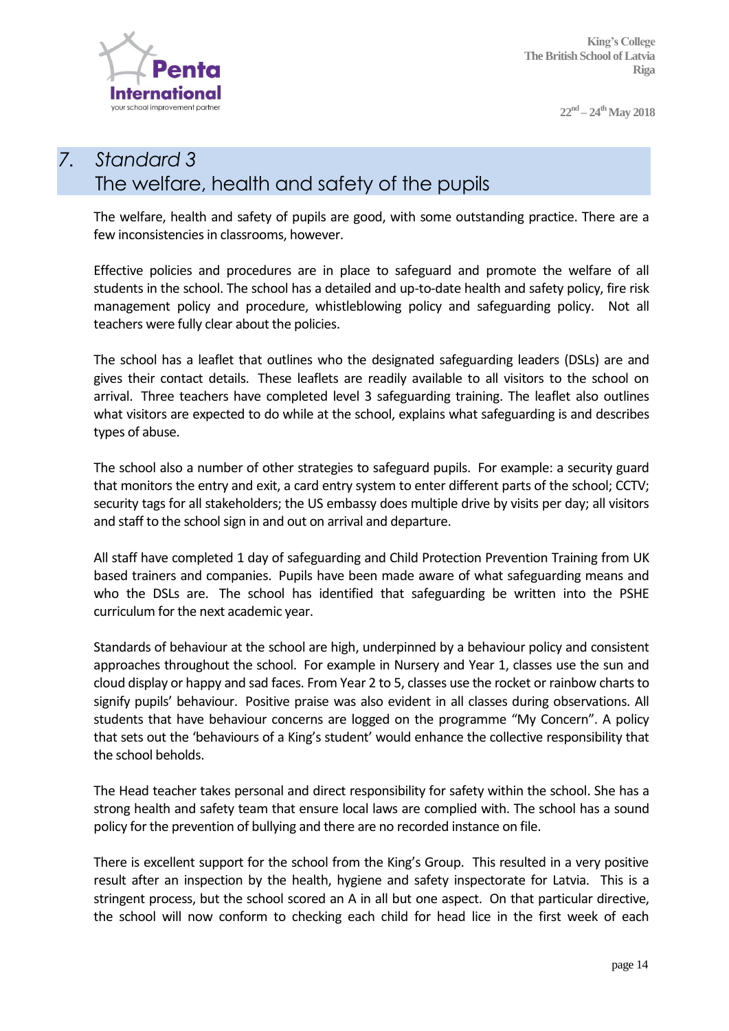## 7. Standard 3
## The welfare, health and safety of the pupils

The welfare, health and safety of pupils are good, with some outstanding practice. There are a few inconsistencies in classrooms, however.

Effective policies and procedures are in place to safeguard and promote the welfare of all students in the school. The school has a detailed and up-to-date health and safety policy, fire risk management policy and procedure, whistleblowing policy and safeguarding policy. Not all teachers were fully clear about the policies.

The school has a leaflet that outlines who the designated safeguarding leaders (DSLs) are and gives their contact details. These leaflets are readily available to all visitors to the school on arrival. Three teachers have completed level 3 safeguarding training. The leaflet also outlines what visitors are expected to do while at the school, explains what safeguarding is and describes types of abuse.

The school also a number of other strategies to safeguard pupils. For example: a security guard that monitors the entry and exit, a card entry system to enter different parts of the school; CCTV; security tags for all stakeholders; the US embassy does multiple drive by visits per day; all visitors and staff to the school sign in and out on arrival and departure.

All staff have completed 1 day of safeguarding and Child Protection Prevention Training from UK based trainers and companies. Pupils have been made aware of what safeguarding means and who the DSLs are. The school has identified that safeguarding be written into the PSHE curriculum for the next academic year.

Standards of behaviour at the school are high, underpinned by a behaviour policy and consistent approaches throughout the school. For example in Nursery and Year 1, classes use the sun and cloud display or happy and sad faces. From Year 2 to 5, classes use the rocket or rainbow charts to signify pupils' behaviour. Positive praise was also evident in all classes during observations. All students that have behaviour concerns are logged on the programme "My Concern". A policy that sets out the 'behaviours of a King's student' would enhance the collective responsibility that the school beholds.

The Head teacher takes personal and direct responsibility for safety within the school. She has a strong health and safety team that ensure local laws are complied with. The school has a sound policy for the prevention of bullying and there are no recorded instance on file.

There is excellent support for the school from the King's Group. This resulted in a very positive result after an inspection by the health, hygiene and safety inspectorate for Latvia. This is a stringent process, but the school scored an A in all but one aspect. On that particular directive, the school will now conform to checking each child for head lice in the first week of each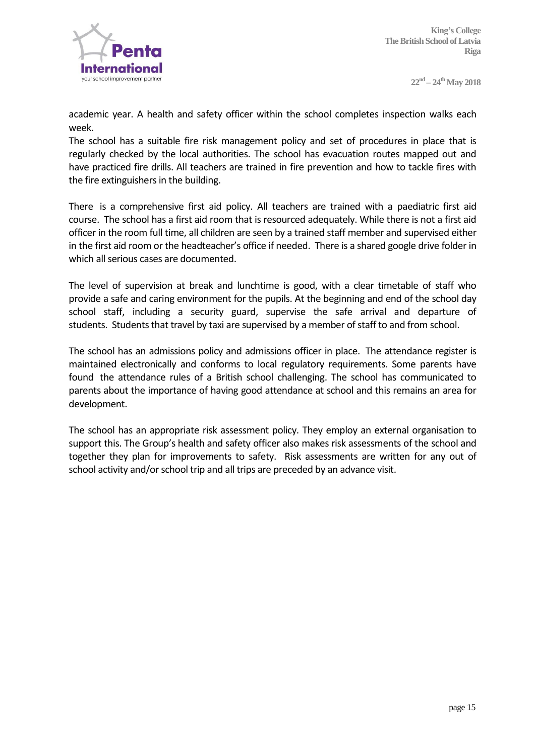academic year. A health and safety officer within the school completes inspection walks each week.
The school has a suitable fire risk management policy and set of procedures in place that is regularly checked by the local authorities. The school has evacuation routes mapped out and have practiced fire drills. All teachers are trained in fire prevention and how to tackle fires with the fire extinguishers in the building.

There is a comprehensive first aid policy. All teachers are trained with a paediatric first aid course. The school has a first aid room that is resourced adequately. While there is not a first aid officer in the room full time, all children are seen by a trained staff member and supervised either in the first aid room or the headteacher's office if needed. There is a shared google drive folder in which all serious cases are documented.

The level of supervision at break and lunchtime is good, with a clear timetable of staff who provide a safe and caring environment for the pupils. At the beginning and end of the school day school staff, including a security guard, supervise the safe arrival and departure of students. Students that travel by taxi are supervised by a member of staff to and from school.

The school has an admissions policy and admissions officer in place. The attendance register is maintained electronically and conforms to local regulatory requirements. Some parents have found the attendance rules of a British school challenging. The school has communicated to parents about the importance of having good attendance at school and this remains an area for development.

The school has an appropriate risk assessment policy. They employ an external organisation to support this. The Group's health and safety officer also makes risk assessments of the school and together they plan for improvements to safety. Risk assessments are written for any out of school activity and/or school trip and all trips are preceded by an advance visit.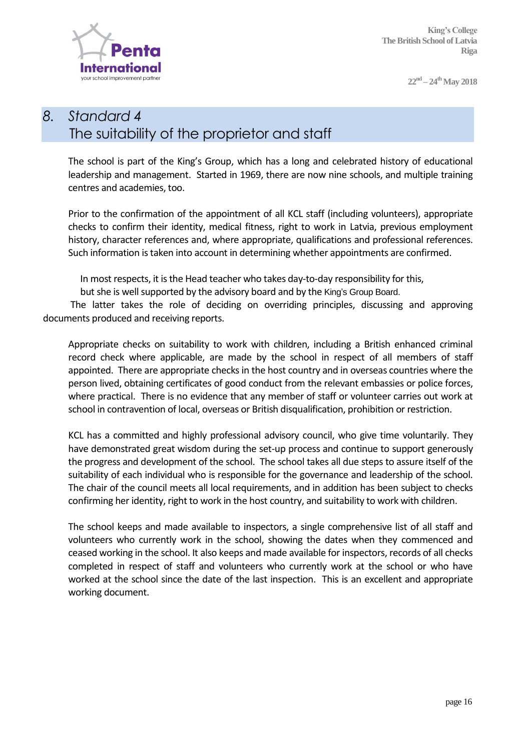## 8. *Standard 4*
## The suitability of the proprietor and staff

The school is part of the King's Group, which has a long and celebrated history of educational leadership and management. Started in 1969, there are now nine schools, and multiple training centres and academies, too.

Prior to the confirmation of the appointment of all KCL staff (including volunteers), appropriate checks to confirm their identity, medical fitness, right to work in Latvia, previous employment history, character references and, where appropriate, qualifications and professional references. Such information is taken into account in determining whether appointments are confirmed.

In most respects, it is the Head teacher who takes day-to-day responsibility for this, but she is well supported by the advisory board and by the King's Group Board. The latter takes the role of deciding on overriding principles, discussing and approving documents produced and receiving reports.

Appropriate checks on suitability to work with children, including a British enhanced criminal record check where applicable, are made by the school in respect of all members of staff appointed. There are appropriate checks in the host country and in overseas countries where the person lived, obtaining certificates of good conduct from the relevant embassies or police forces, where practical. There is no evidence that any member of staff or volunteer carries out work at school in contravention of local, overseas or British disqualification, prohibition or restriction.

KCL has a committed and highly professional advisory council, who give time voluntarily. They have demonstrated great wisdom during the set-up process and continue to support generously the progress and development of the school. The school takes all due steps to assure itself of the suitability of each individual who is responsible for the governance and leadership of the school. The chair of the council meets all local requirements, and in addition has been subject to checks confirming her identity, right to work in the host country, and suitability to work with children.

The school keeps and made available to inspectors, a single comprehensive list of all staff and volunteers who currently work in the school, showing the dates when they commenced and ceased working in the school. It also keeps and made available for inspectors, records of all checks completed in respect of staff and volunteers who currently work at the school or who have worked at the school since the date of the last inspection. This is an excellent and appropriate working document.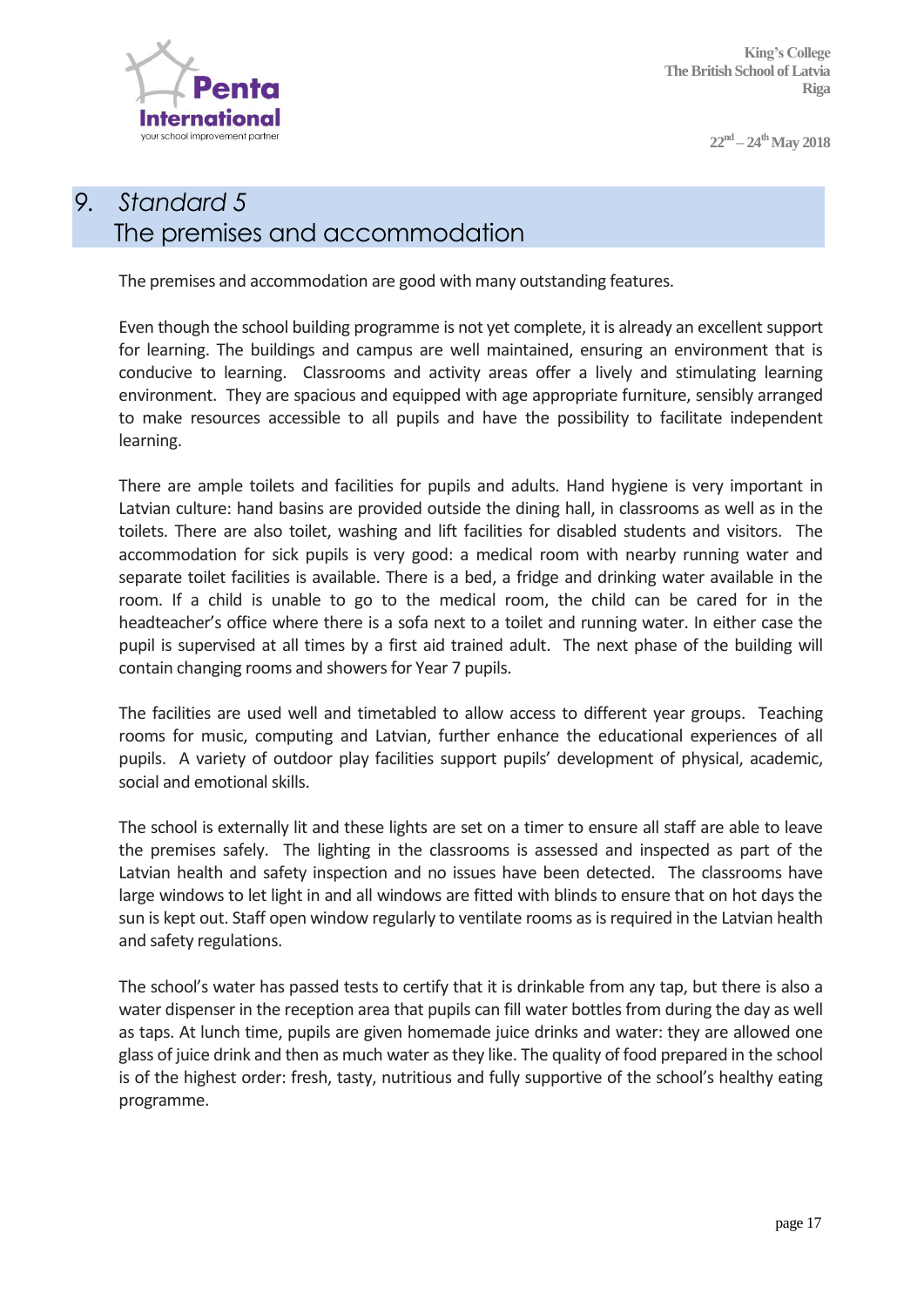## 9. *Standard 5*
## The premises and accommodation

The premises and accommodation are good with many outstanding features.

Even though the school building programme is not yet complete, it is already an excellent support for learning. The buildings and campus are well maintained, ensuring an environment that is conducive to learning. Classrooms and activity areas offer a lively and stimulating learning environment. They are spacious and equipped with age appropriate furniture, sensibly arranged to make resources accessible to all pupils and have the possibility to facilitate independent learning.

There are ample toilets and facilities for pupils and adults. Hand hygiene is very important in Latvian culture: hand basins are provided outside the dining hall, in classrooms as well as in the toilets. There are also toilet, washing and lift facilities for disabled students and visitors. The accommodation for sick pupils is very good: a medical room with nearby running water and separate toilet facilities is available. There is a bed, a fridge and drinking water available in the room. If a child is unable to go to the medical room, the child can be cared for in the headteacher's office where there is a sofa next to a toilet and running water. In either case the pupil is supervised at all times by a first aid trained adult. The next phase of the building will contain changing rooms and showers for Year 7 pupils.

The facilities are used well and timetabled to allow access to different year groups. Teaching rooms for music, computing and Latvian, further enhance the educational experiences of all pupils. A variety of outdoor play facilities support pupils' development of physical, academic, social and emotional skills.

The school is externally lit and these lights are set on a timer to ensure all staff are able to leave the premises safely. The lighting in the classrooms is assessed and inspected as part of the Latvian health and safety inspection and no issues have been detected. The classrooms have large windows to let light in and all windows are fitted with blinds to ensure that on hot days the sun is kept out. Staff open window regularly to ventilate rooms as is required in the Latvian health and safety regulations.

The school's water has passed tests to certify that it is drinkable from any tap, but there is also a water dispenser in the reception area that pupils can fill water bottles from during the day as well as taps. At lunch time, pupils are given homemade juice drinks and water: they are allowed one glass of juice drink and then as much water as they like. The quality of food prepared in the school is of the highest order: fresh, tasty, nutritious and fully supportive of the school's healthy eating programme.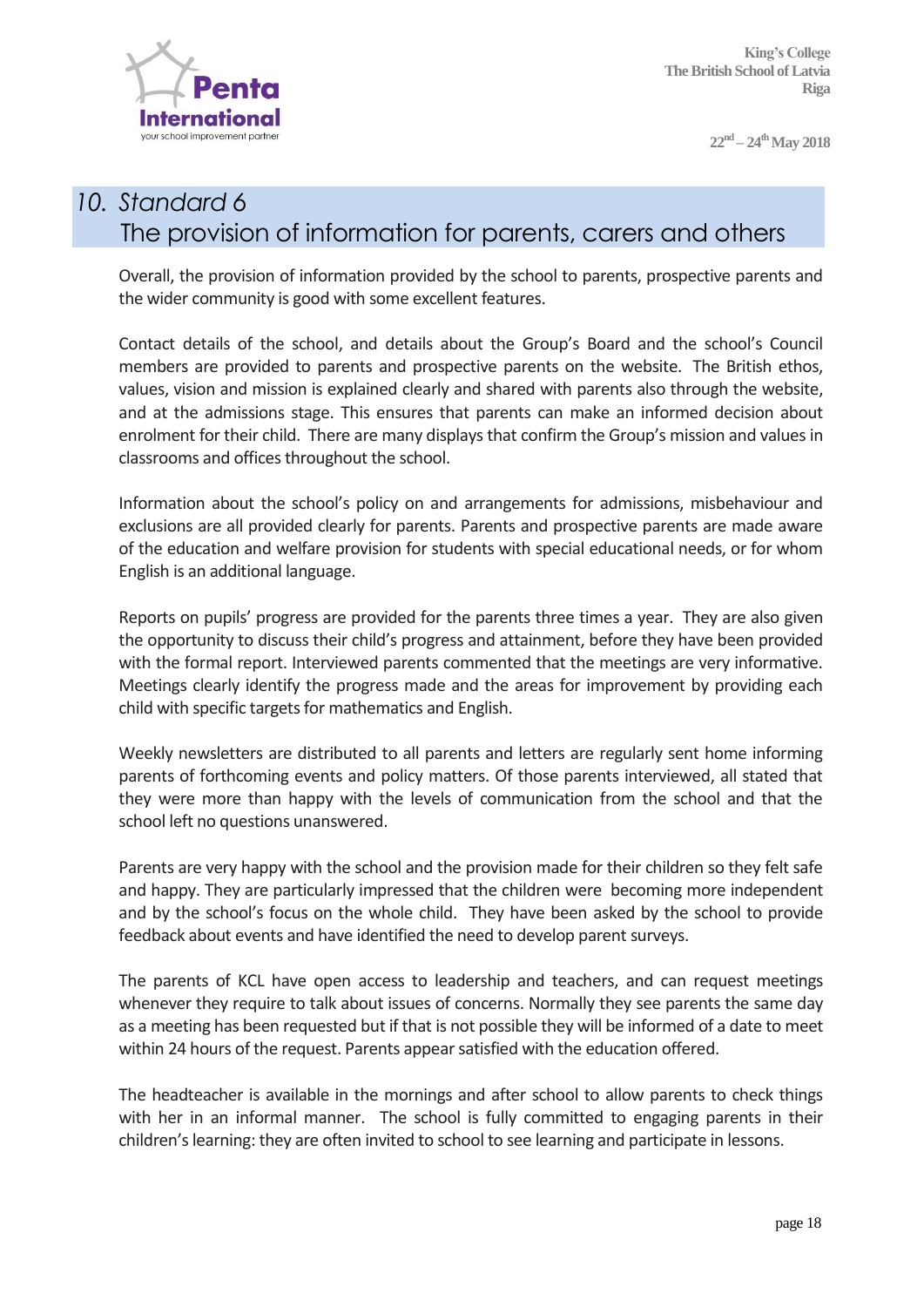## 10. Standard 6
## The provision of information for parents, carers and others

Overall, the provision of information provided by the school to parents, prospective parents and the wider community is good with some excellent features.

Contact details of the school, and details about the Group's Board and the school's Council members are provided to parents and prospective parents on the website. The British ethos, values, vision and mission is explained clearly and shared with parents also through the website, and at the admissions stage. This ensures that parents can make an informed decision about enrolment for their child. There are many displays that confirm the Group's mission and values in classrooms and offices throughout the school.

Information about the school's policy on and arrangements for admissions, misbehaviour and exclusions are all provided clearly for parents. Parents and prospective parents are made aware of the education and welfare provision for students with special educational needs, or for whom English is an additional language.

Reports on pupils' progress are provided for the parents three times a year. They are also given the opportunity to discuss their child's progress and attainment, before they have been provided with the formal report. Interviewed parents commented that the meetings are very informative. Meetings clearly identify the progress made and the areas for improvement by providing each child with specific targets for mathematics and English.

Weekly newsletters are distributed to all parents and letters are regularly sent home informing parents of forthcoming events and policy matters. Of those parents interviewed, all stated that they were more than happy with the levels of communication from the school and that the school left no questions unanswered.

Parents are very happy with the school and the provision made for their children so they felt safe and happy. They are particularly impressed that the children were becoming more independent and by the school's focus on the whole child. They have been asked by the school to provide feedback about events and have identified the need to develop parent surveys.

The parents of KCL have open access to leadership and teachers, and can request meetings whenever they require to talk about issues of concerns. Normally they see parents the same day as a meeting has been requested but if that is not possible they will be informed of a date to meet within 24 hours of the request. Parents appear satisfied with the education offered.

The headteacher is available in the mornings and after school to allow parents to check things with her in an informal manner. The school is fully committed to engaging parents in their children's learning: they are often invited to school to see learning and participate in lessons.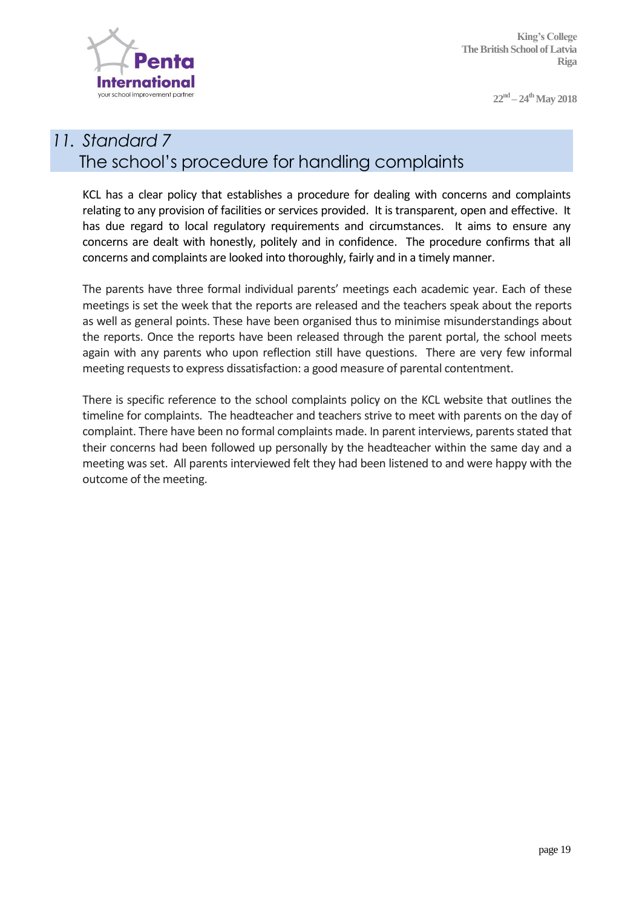## 11. Standard 7
## The school's procedure for handling complaints

KCL has a clear policy that establishes a procedure for dealing with concerns and complaints relating to any provision of facilities or services provided. It is transparent, open and effective. It has due regard to local regulatory requirements and circumstances. It aims to ensure any concerns are dealt with honestly, politely and in confidence. The procedure confirms that all concerns and complaints are looked into thoroughly, fairly and in a timely manner.

The parents have three formal individual parents' meetings each academic year. Each of these meetings is set the week that the reports are released and the teachers speak about the reports as well as general points. These have been organised thus to minimise misunderstandings about the reports. Once the reports have been released through the parent portal, the school meets again with any parents who upon reflection still have questions. There are very few informal meeting requests to express dissatisfaction: a good measure of parental contentment.

There is specific reference to the school complaints policy on the KCL website that outlines the timeline for complaints. The headteacher and teachers strive to meet with parents on the day of complaint. There have been no formal complaints made. In parent interviews, parents stated that their concerns had been followed up personally by the headteacher within the same day and a meeting was set. All parents interviewed felt they had been listened to and were happy with the outcome of the meeting.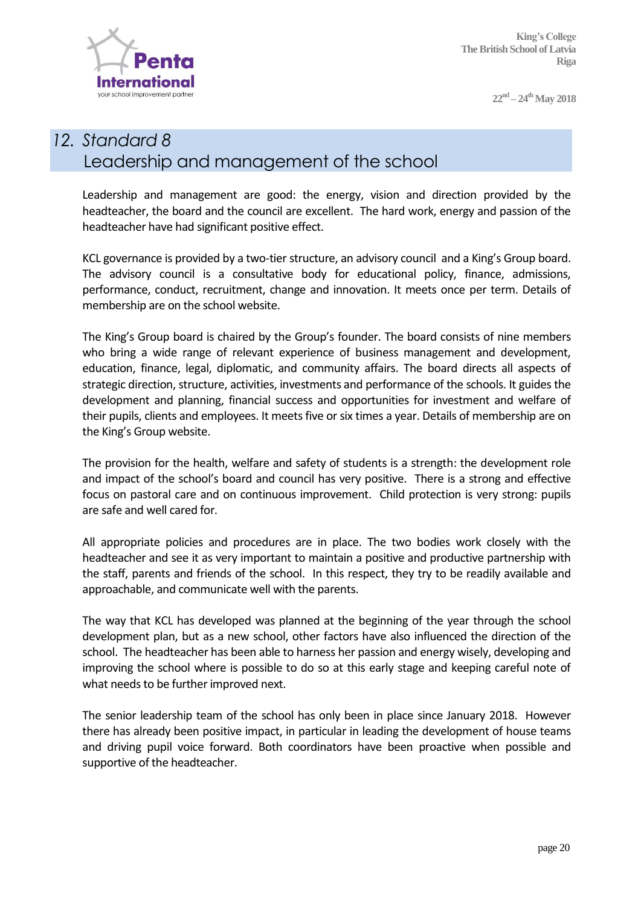## 12. Standard 8
## Leadership and management of the school

Leadership and management are good: the energy, vision and direction provided by the headteacher, the board and the council are excellent. The hard work, energy and passion of the headteacher have had significant positive effect.

KCL governance is provided by a two-tier structure, an advisory council and a King's Group board. The advisory council is a consultative body for educational policy, finance, admissions, performance, conduct, recruitment, change and innovation. It meets once per term. Details of membership are on the school website.

The King's Group board is chaired by the Group's founder. The board consists of nine members who bring a wide range of relevant experience of business management and development, education, finance, legal, diplomatic, and community affairs. The board directs all aspects of strategic direction, structure, activities, investments and performance of the schools. It guides the development and planning, financial success and opportunities for investment and welfare of their pupils, clients and employees. It meets five or six times a year. Details of membership are on the King's Group website.

The provision for the health, welfare and safety of students is a strength: the development role and impact of the school's board and council has very positive. There is a strong and effective focus on pastoral care and on continuous improvement. Child protection is very strong: pupils are safe and well cared for.

All appropriate policies and procedures are in place. The two bodies work closely with the headteacher and see it as very important to maintain a positive and productive partnership with the staff, parents and friends of the school. In this respect, they try to be readily available and approachable, and communicate well with the parents.

The way that KCL has developed was planned at the beginning of the year through the school development plan, but as a new school, other factors have also influenced the direction of the school. The headteacher has been able to harness her passion and energy wisely, developing and improving the school where is possible to do so at this early stage and keeping careful note of what needs to be further improved next.

The senior leadership team of the school has only been in place since January 2018. However there has already been positive impact, in particular in leading the development of house teams and driving pupil voice forward. Both coordinators have been proactive when possible and supportive of the headteacher.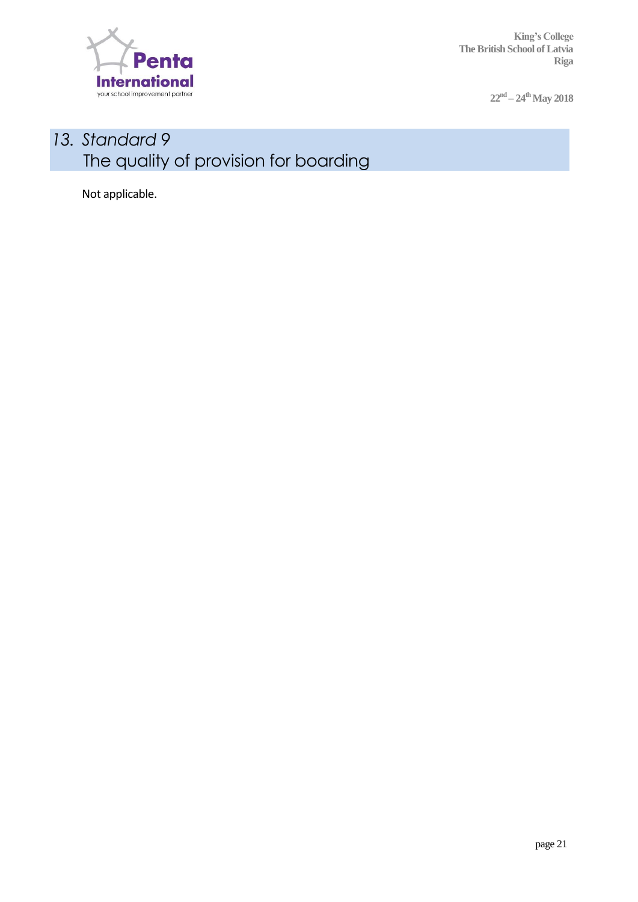## 13. *Standard 9*
## The quality of provision for boarding

Not applicable.